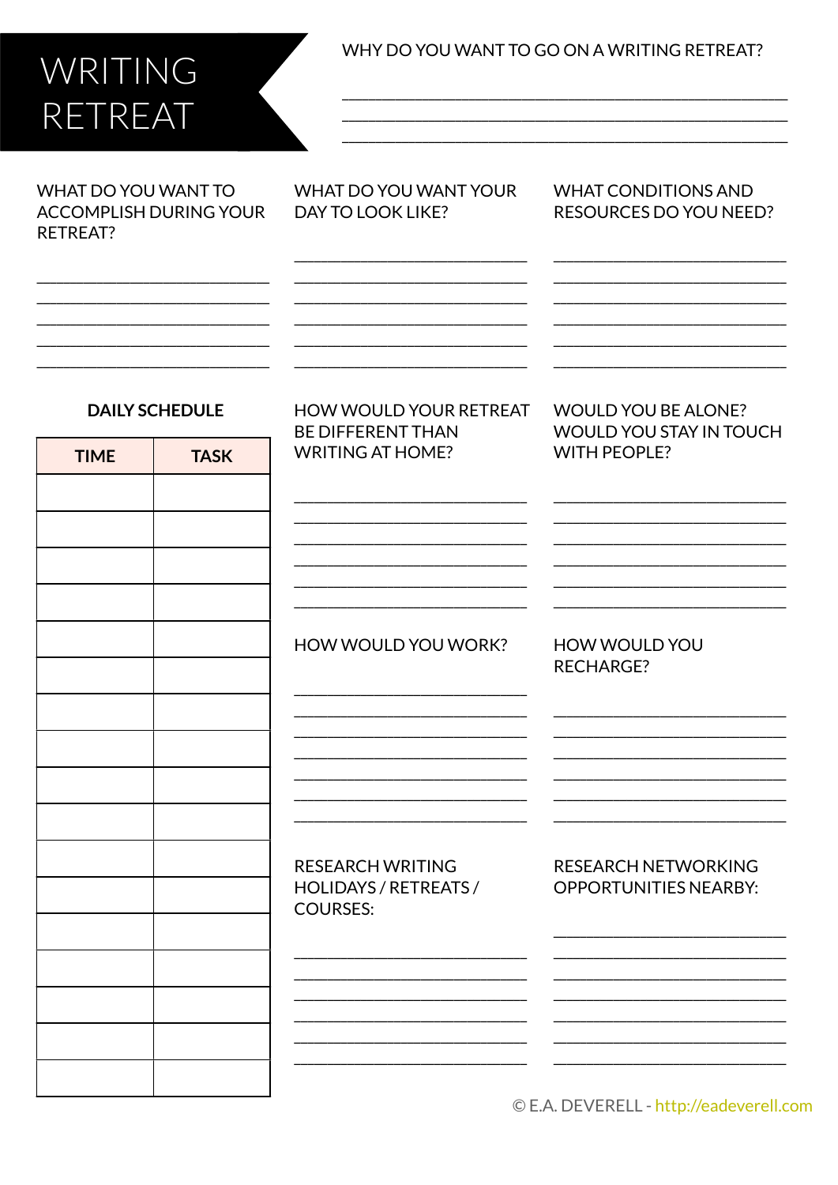# WRITING RETREAT

WHY DO YOU WANT TO GO ON A WRITING RETREAT?

\_\_\_\_\_\_\_\_\_\_\_\_\_\_\_\_\_\_\_\_\_\_\_\_\_\_\_\_\_\_\_\_\_\_\_\_\_\_\_\_\_\_\_\_\_\_\_\_\_\_\_\_\_\_\_\_\_\_\_\_
\_\_\_\_\_\_\_\_\_\_\_\_\_\_\_\_\_\_\_\_\_\_\_\_\_\_\_\_\_\_\_\_\_\_\_\_\_\_\_\_\_\_\_\_\_\_\_\_\_\_\_\_\_\_\_\_\_\_\_\_
\_\_\_\_\_\_\_\_\_\_\_\_\_\_\_\_\_\_\_\_\_\_\_\_\_\_\_\_\_\_\_\_\_\_\_\_\_\_\_\_\_\_\_\_\_\_\_\_\_\_\_\_\_\_\_\_\_\_\_\_

WHAT DO YOU WANT TO ACCOMPLISH DURING YOUR RETREAT?

\_\_\_\_\_\_\_\_\_\_\_\_\_\_\_\_\_\_\_\_\_\_\_\_\_\_\_\_\_\_
\_\_\_\_\_\_\_\_\_\_\_\_\_\_\_\_\_\_\_\_\_\_\_\_\_\_\_\_\_\_
\_\_\_\_\_\_\_\_\_\_\_\_\_\_\_\_\_\_\_\_\_\_\_\_\_\_\_\_\_\_
\_\_\_\_\_\_\_\_\_\_\_\_\_\_\_\_\_\_\_\_\_\_\_\_\_\_\_\_\_\_
\_\_\_\_\_\_\_\_\_\_\_\_\_\_\_\_\_\_\_\_\_\_\_\_\_\_\_\_\_\_

WHAT DO YOU WANT YOUR DAY TO LOOK LIKE?

\_\_\_\_\_\_\_\_\_\_\_\_\_\_\_\_\_\_\_\_\_\_\_\_\_\_\_\_\_\_
\_\_\_\_\_\_\_\_\_\_\_\_\_\_\_\_\_\_\_\_\_\_\_\_\_\_\_\_\_\_
\_\_\_\_\_\_\_\_\_\_\_\_\_\_\_\_\_\_\_\_\_\_\_\_\_\_\_\_\_\_
\_\_\_\_\_\_\_\_\_\_\_\_\_\_\_\_\_\_\_\_\_\_\_\_\_\_\_\_\_\_
\_\_\_\_\_\_\_\_\_\_\_\_\_\_\_\_\_\_\_\_\_\_\_\_\_\_\_\_\_\_
\_\_\_\_\_\_\_\_\_\_\_\_\_\_\_\_\_\_\_\_\_\_\_\_\_\_\_\_\_\_

WHAT CONDITIONS AND RESOURCES DO YOU NEED?

\_\_\_\_\_\_\_\_\_\_\_\_\_\_\_\_\_\_\_\_\_\_\_\_\_\_\_\_\_\_
\_\_\_\_\_\_\_\_\_\_\_\_\_\_\_\_\_\_\_\_\_\_\_\_\_\_\_\_\_\_
\_\_\_\_\_\_\_\_\_\_\_\_\_\_\_\_\_\_\_\_\_\_\_\_\_\_\_\_\_\_
\_\_\_\_\_\_\_\_\_\_\_\_\_\_\_\_\_\_\_\_\_\_\_\_\_\_\_\_\_\_
\_\_\_\_\_\_\_\_\_\_\_\_\_\_\_\_\_\_\_\_\_\_\_\_\_\_\_\_\_\_
\_\_\_\_\_\_\_\_\_\_\_\_\_\_\_\_\_\_\_\_\_\_\_\_\_\_\_\_\_\_

**DAILY SCHEDULE**

| TIME | TASK |
|---|---|
| | |
| | |
| | |
| | |
| | |
| | |
| | |
| | |
| | |
| | |
| | |
| | |
| | |
| | |
| | |
| | |
| | |

HOW WOULD YOUR RETREAT BE DIFFERENT THAN WRITING AT HOME?

\_\_\_\_\_\_\_\_\_\_\_\_\_\_\_\_\_\_\_\_\_\_\_\_\_\_\_\_\_\_
\_\_\_\_\_\_\_\_\_\_\_\_\_\_\_\_\_\_\_\_\_\_\_\_\_\_\_\_\_\_
\_\_\_\_\_\_\_\_\_\_\_\_\_\_\_\_\_\_\_\_\_\_\_\_\_\_\_\_\_\_
\_\_\_\_\_\_\_\_\_\_\_\_\_\_\_\_\_\_\_\_\_\_\_\_\_\_\_\_\_\_
\_\_\_\_\_\_\_\_\_\_\_\_\_\_\_\_\_\_\_\_\_\_\_\_\_\_\_\_\_\_
\_\_\_\_\_\_\_\_\_\_\_\_\_\_\_\_\_\_\_\_\_\_\_\_\_\_\_\_\_\_

WOULD YOU BE ALONE? WOULD YOU STAY IN TOUCH WITH PEOPLE?

\_\_\_\_\_\_\_\_\_\_\_\_\_\_\_\_\_\_\_\_\_\_\_\_\_\_\_\_\_\_
\_\_\_\_\_\_\_\_\_\_\_\_\_\_\_\_\_\_\_\_\_\_\_\_\_\_\_\_\_\_
\_\_\_\_\_\_\_\_\_\_\_\_\_\_\_\_\_\_\_\_\_\_\_\_\_\_\_\_\_\_
\_\_\_\_\_\_\_\_\_\_\_\_\_\_\_\_\_\_\_\_\_\_\_\_\_\_\_\_\_\_
\_\_\_\_\_\_\_\_\_\_\_\_\_\_\_\_\_\_\_\_\_\_\_\_\_\_\_\_\_\_
\_\_\_\_\_\_\_\_\_\_\_\_\_\_\_\_\_\_\_\_\_\_\_\_\_\_\_\_\_\_

HOW WOULD YOU WORK?

\_\_\_\_\_\_\_\_\_\_\_\_\_\_\_\_\_\_\_\_\_\_\_\_\_\_\_\_\_\_
\_\_\_\_\_\_\_\_\_\_\_\_\_\_\_\_\_\_\_\_\_\_\_\_\_\_\_\_\_\_
\_\_\_\_\_\_\_\_\_\_\_\_\_\_\_\_\_\_\_\_\_\_\_\_\_\_\_\_\_\_
\_\_\_\_\_\_\_\_\_\_\_\_\_\_\_\_\_\_\_\_\_\_\_\_\_\_\_\_\_\_
\_\_\_\_\_\_\_\_\_\_\_\_\_\_\_\_\_\_\_\_\_\_\_\_\_\_\_\_\_\_
\_\_\_\_\_\_\_\_\_\_\_\_\_\_\_\_\_\_\_\_\_\_\_\_\_\_\_\_\_\_
\_\_\_\_\_\_\_\_\_\_\_\_\_\_\_\_\_\_\_\_\_\_\_\_\_\_\_\_\_\_

HOW WOULD YOU RECHARGE?

\_\_\_\_\_\_\_\_\_\_\_\_\_\_\_\_\_\_\_\_\_\_\_\_\_\_\_\_\_\_
\_\_\_\_\_\_\_\_\_\_\_\_\_\_\_\_\_\_\_\_\_\_\_\_\_\_\_\_\_\_
\_\_\_\_\_\_\_\_\_\_\_\_\_\_\_\_\_\_\_\_\_\_\_\_\_\_\_\_\_\_
\_\_\_\_\_\_\_\_\_\_\_\_\_\_\_\_\_\_\_\_\_\_\_\_\_\_\_\_\_\_
\_\_\_\_\_\_\_\_\_\_\_\_\_\_\_\_\_\_\_\_\_\_\_\_\_\_\_\_\_\_
\_\_\_\_\_\_\_\_\_\_\_\_\_\_\_\_\_\_\_\_\_\_\_\_\_\_\_\_\_\_

RESEARCH WRITING HOLIDAYS / RETREATS / COURSES:

\_\_\_\_\_\_\_\_\_\_\_\_\_\_\_\_\_\_\_\_\_\_\_\_\_\_\_\_\_\_
\_\_\_\_\_\_\_\_\_\_\_\_\_\_\_\_\_\_\_\_\_\_\_\_\_\_\_\_\_\_
\_\_\_\_\_\_\_\_\_\_\_\_\_\_\_\_\_\_\_\_\_\_\_\_\_\_\_\_\_\_
\_\_\_\_\_\_\_\_\_\_\_\_\_\_\_\_\_\_\_\_\_\_\_\_\_\_\_\_\_\_
\_\_\_\_\_\_\_\_\_\_\_\_\_\_\_\_\_\_\_\_\_\_\_\_\_\_\_\_\_\_
\_\_\_\_\_\_\_\_\_\_\_\_\_\_\_\_\_\_\_\_\_\_\_\_\_\_\_\_\_\_

RESEARCH NETWORKING OPPORTUNITIES NEARBY:

\_\_\_\_\_\_\_\_\_\_\_\_\_\_\_\_\_\_\_\_\_\_\_\_\_\_\_\_\_\_
\_\_\_\_\_\_\_\_\_\_\_\_\_\_\_\_\_\_\_\_\_\_\_\_\_\_\_\_\_\_
\_\_\_\_\_\_\_\_\_\_\_\_\_\_\_\_\_\_\_\_\_\_\_\_\_\_\_\_\_\_
\_\_\_\_\_\_\_\_\_\_\_\_\_\_\_\_\_\_\_\_\_\_\_\_\_\_\_\_\_\_
\_\_\_\_\_\_\_\_\_\_\_\_\_\_\_\_\_\_\_\_\_\_\_\_\_\_\_\_\_\_
\_\_\_\_\_\_\_\_\_\_\_\_\_\_\_\_\_\_\_\_\_\_\_\_\_\_\_\_\_\_
\_\_\_\_\_\_\_\_\_\_\_\_\_\_\_\_\_\_\_\_\_\_\_\_\_\_\_\_\_\_

© E.A. DEVERELL - http://eadeverell.com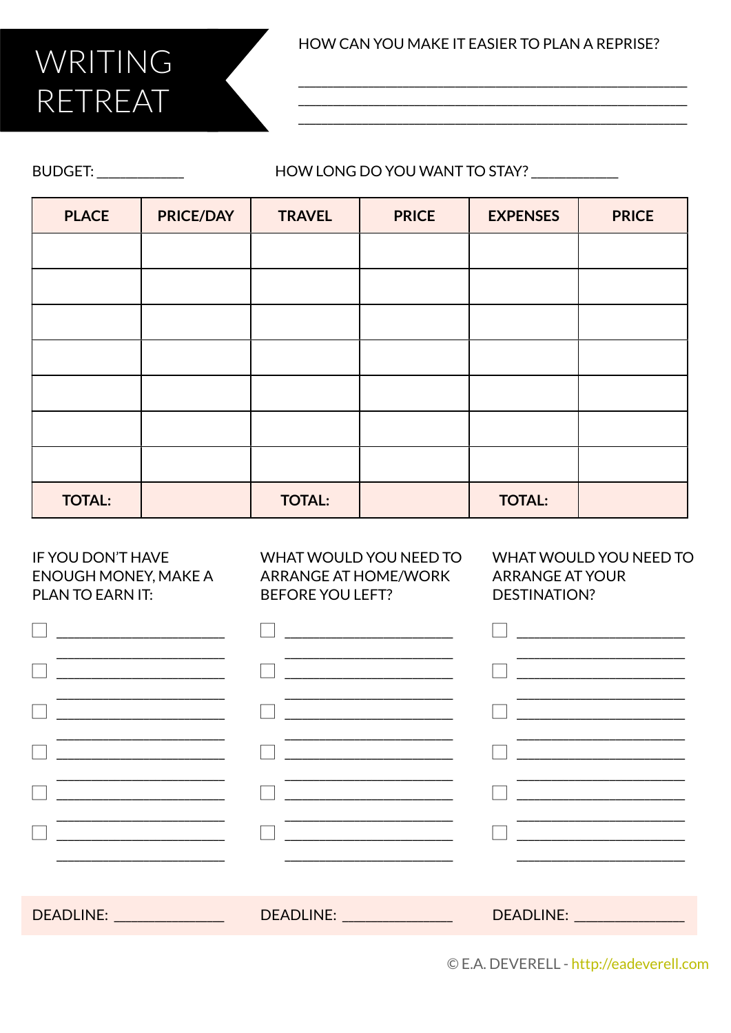# WRITING RETREAT

HOW CAN YOU MAKE IT EASIER TO PLAN A REPRISE?

___________________________________________________

___________________________________________________

___________________________________________________

BUDGET: ___________

HOW LONG DO YOU WANT TO STAY? ___________

| PLACE | PRICE/DAY | TRAVEL | PRICE | EXPENSES | PRICE |
|---|---|---|---|---|---|
| | | | | | |
| | | | | | |
| | | | | | |
| | | | | | |
| | | | | | |
| | | | | | |
| | | | | | |
| **TOTAL:** | | **TOTAL:** | | **TOTAL:** | |

IF YOU DON'T HAVE ENOUGH MONEY, MAKE A PLAN TO EARN IT:

- [ ] ______________________
- [ ] ______________________
- [ ] ______________________
- [ ] ______________________
- [ ] ______________________
- [ ] ______________________

DEADLINE: _____________

WHAT WOULD YOU NEED TO ARRANGE AT HOME/WORK BEFORE YOU LEFT?

- [ ] ______________________
- [ ] ______________________
- [ ] ______________________
- [ ] ______________________
- [ ] ______________________
- [ ] ______________________

DEADLINE: _____________

WHAT WOULD YOU NEED TO ARRANGE AT YOUR DESTINATION?

- [ ] ______________________
- [ ] ______________________
- [ ] ______________________
- [ ] ______________________
- [ ] ______________________
- [ ] ______________________

DEADLINE: _____________

© E.A. DEVERELL - http://eadeverell.com